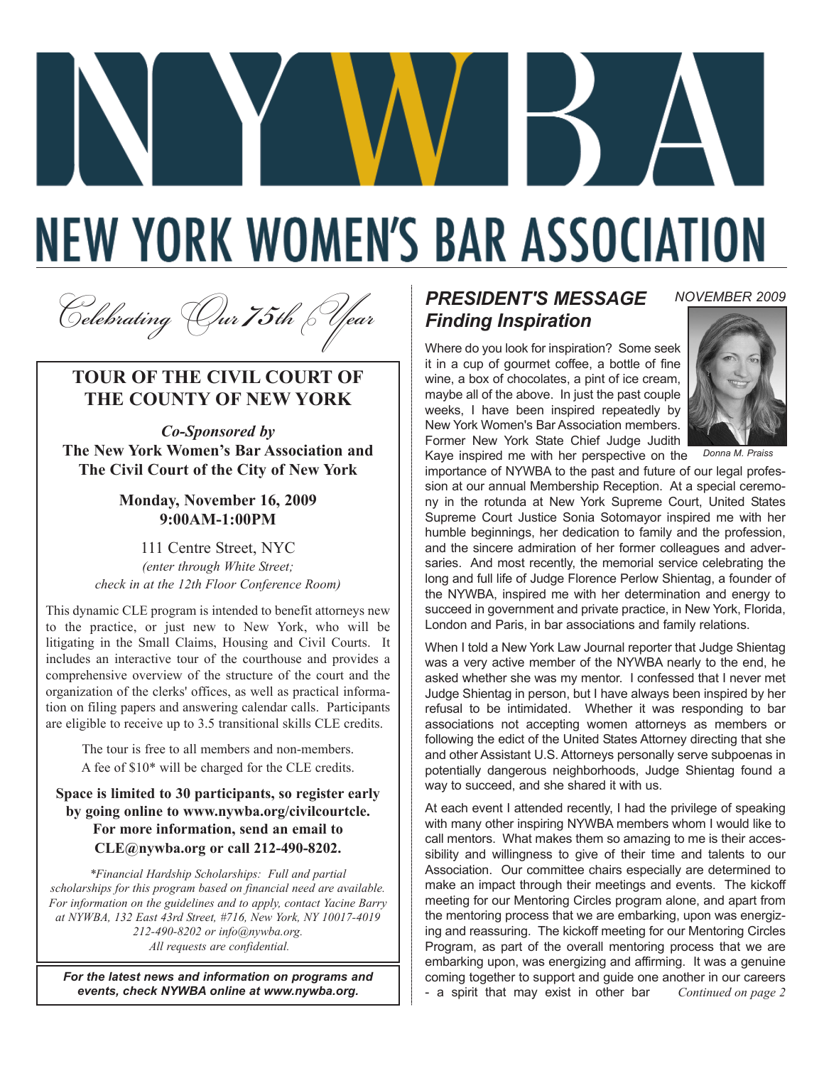# NYWBA

# NEW YORK WOMEN'S BAR ASSOCIATION

*Celebrating Our 75th Year*

## TOUR OF THE CIVIL COURT OF THE COUNTY OF NEW YORK

***Co-Sponsored by***
**The New York Women's Bar Association and The Civil Court of the City of New York**

**Monday, November 16, 2009**
**9:00AM-1:00PM**

111 Centre Street, NYC
*(enter through White Street; check in at the 12th Floor Conference Room)*

This dynamic CLE program is intended to benefit attorneys new to the practice, or just new to New York, who will be litigating in the Small Claims, Housing and Civil Courts. It includes an interactive tour of the courthouse and provides a comprehensive overview of the structure of the court and the organization of the clerks' offices, as well as practical information on filing papers and answering calendar calls. Participants are eligible to receive up to 3.5 transitional skills CLE credits.

The tour is free to all members and non-members.
A fee of $10* will be charged for the CLE credits.

**Space is limited to 30 participants, so register early by going online to www.nywba.org/civilcourtcle. For more information, send an email to CLE@nywba.org or call 212-490-8202.**

*\*Financial Hardship Scholarships: Full and partial scholarships for this program based on financial need are available. For information on the guidelines and to apply, contact Yacine Barry at NYWBA, 132 East 43rd Street, #716, New York, NY 10017-4019 212-490-8202 or info@nywba.org. All requests are confidential.*

***For the latest news and information on programs and events, check NYWBA online at www.nywba.org.***

## *PRESIDENT'S MESSAGE*
## *Finding Inspiration*

*NOVEMBER 2009*

*Donna M. Praiss*

Where do you look for inspiration? Some seek it in a cup of gourmet coffee, a bottle of fine wine, a box of chocolates, a pint of ice cream, maybe all of the above. In just the past couple weeks, I have been inspired repeatedly by New York Women's Bar Association members. Former New York State Chief Judge Judith Kaye inspired me with her perspective on the importance of NYWBA to the past and future of our legal profession at our annual Membership Reception. At a special ceremony in the rotunda at New York Supreme Court, United States Supreme Court Justice Sonia Sotomayor inspired me with her humble beginnings, her dedication to family and the profession, and the sincere admiration of her former colleagues and adversaries. And most recently, the memorial service celebrating the long and full life of Judge Florence Perlow Shientag, a founder of the NYWBA, inspired me with her determination and energy to succeed in government and private practice, in New York, Florida, London and Paris, in bar associations and family relations.

When I told a New York Law Journal reporter that Judge Shientag was a very active member of the NYWBA nearly to the end, he asked whether she was my mentor. I confessed that I never met Judge Shientag in person, but I have always been inspired by her refusal to be intimidated. Whether it was responding to bar associations not accepting women attorneys as members or following the edict of the United States Attorney directing that she and other Assistant U.S. Attorneys personally serve subpoenas in potentially dangerous neighborhoods, Judge Shientag found a way to succeed, and she shared it with us.

At each event I attended recently, I had the privilege of speaking with many other inspiring NYWBA members whom I would like to call mentors. What makes them so amazing to me is their accessibility and willingness to give of their time and talents to our Association. Our committee chairs especially are determined to make an impact through their meetings and events. The kickoff meeting for our Mentoring Circles program alone, and apart from the mentoring process that we are embarking, upon was energizing and reassuring. The kickoff meeting for our Mentoring Circles Program, as part of the overall mentoring process that we are embarking upon, was energizing and affirming. It was a genuine coming together to support and guide one another in our careers - a spirit that may exist in other bar *Continued on page 2*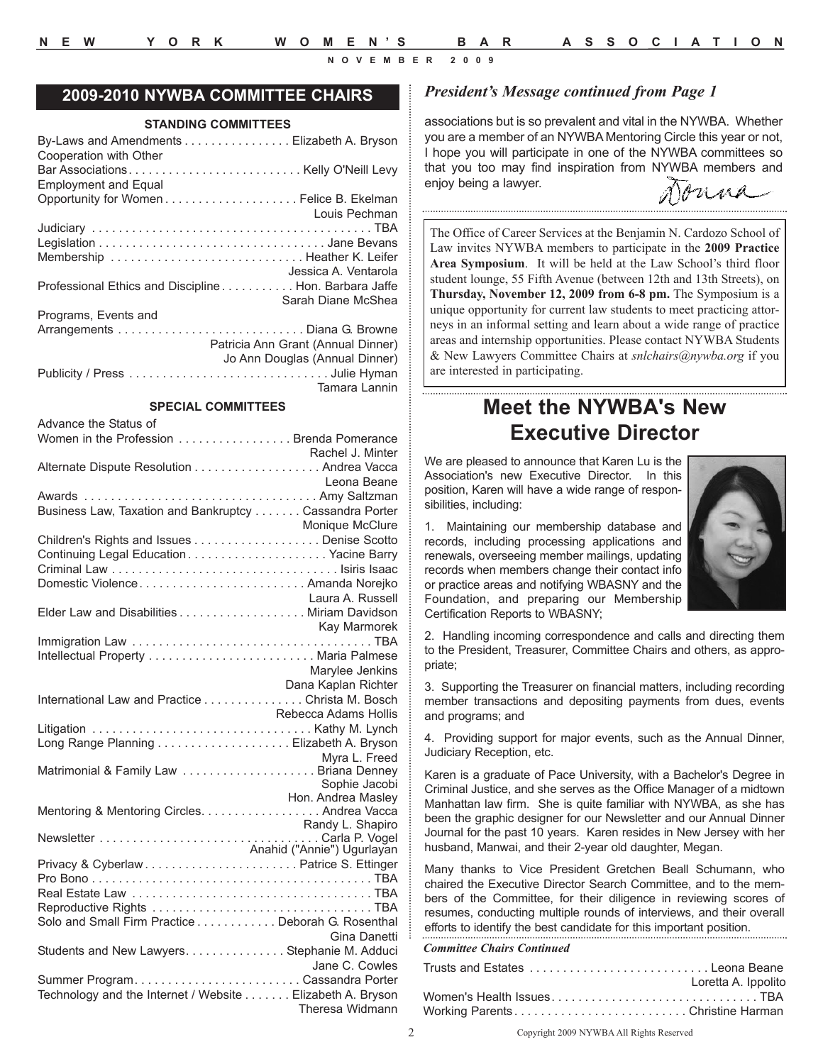## 2009-2010 NYWBA COMMITTEE CHAIRS

### STANDING COMMITTEES

| Committee | Chair(s) |
|---|---|
| By-Laws and Amendments | Elizabeth A. Bryson |
| Cooperation with Other Bar Associations | Kelly O'Neill Levy |
| Employment and Equal Opportunity for Women | Felice B. Ekelman, Louis Pechman |
| Judiciary | TBA |
| Legislation | Jane Bevans |
| Membership | Heather K. Leifer, Jessica A. Ventarola |
| Professional Ethics and Discipline | Hon. Barbara Jaffe, Sarah Diane McShea |
| Programs, Events and Arrangements | Diana G. Browne, Patricia Ann Grant (Annual Dinner), Jo Ann Douglas (Annual Dinner) |
| Publicity / Press | Julie Hyman, Tamara Lannin |

### SPECIAL COMMITTEES

| Committee | Chair(s) |
|---|---|
| Advance the Status of Women in the Profession | Brenda Pomerance, Rachel J. Minter |
| Alternate Dispute Resolution | Andrea Vacca, Leona Beane |
| Awards | Amy Saltzman |
| Business Law, Taxation and Bankruptcy | Cassandra Porter, Monique McClure |
| Children's Rights and Issues | Denise Scotto |
| Continuing Legal Education | Yacine Barry |
| Criminal Law | Isiris Isaac |
| Domestic Violence | Amanda Norejko, Laura A. Russell |
| Elder Law and Disabilities | Miriam Davidson, Kay Marmorek |
| Immigration Law | TBA |
| Intellectual Property | Maria Palmese, Marylee Jenkins, Dana Kaplan Richter |
| International Law and Practice | Christa M. Bosch, Rebecca Adams Hollis |
| Litigation | Kathy M. Lynch |
| Long Range Planning | Elizabeth A. Bryson, Myra L. Freed |
| Matrimonial & Family Law | Briana Denney, Sophie Jacobi, Hon. Andrea Masley |
| Mentoring & Mentoring Circles | Andrea Vacca, Randy L. Shapiro |
| Newsletter | Carla P. Vogel, Anahid ("Annie") Ugurlayan |
| Privacy & Cyberlaw | Patrice S. Ettinger |
| Pro Bono | TBA |
| Real Estate Law | TBA |
| Reproductive Rights | TBA |
| Solo and Small Firm Practice | Deborah G. Rosenthal, Gina Danetti |
| Students and New Lawyers | Stephanie M. Adduci, Jane C. Cowles |
| Summer Program | Cassandra Porter |
| Technology and the Internet / Website | Elizabeth A. Bryson, Theresa Widmann |

***President's Message continued from Page 1***

associations but is so prevalent and vital in the NYWBA. Whether you are a member of an NYWBA Mentoring Circle this year or not, I hope you will participate in one of the NYWBA committees so that you too may find inspiration from NYWBA members and enjoy being a lawyer.

Donna

The Office of Career Services at the Benjamin N. Cardozo School of Law invites NYWBA members to participate in the **2009 Practice Area Symposium**. It will be held at the Law School's third floor student lounge, 55 Fifth Avenue (between 12th and 13th Streets), on **Thursday, November 12, 2009 from 6-8 pm.** The Symposium is a unique opportunity for current law students to meet practicing attorneys in an informal setting and learn about a wide range of practice areas and internship opportunities. Please contact NYWBA Students & New Lawyers Committee Chairs at *snlchairs@nywba.org* if you are interested in participating.

# Meet the NYWBA's New Executive Director

We are pleased to announce that Karen Lu is the Association's new Executive Director. In this position, Karen will have a wide range of responsibilities, including:

1. Maintaining our membership database and records, including processing applications and renewals, overseeing member mailings, updating records when members change their contact info or practice areas and notifying WBASNY and the Foundation, and preparing our Membership Certification Reports to WBASNY;

2. Handling incoming correspondence and calls and directing them to the President, Treasurer, Committee Chairs and others, as appropriate;

3. Supporting the Treasurer on financial matters, including recording member transactions and depositing payments from dues, events and programs; and

4. Providing support for major events, such as the Annual Dinner, Judiciary Reception, etc.

Karen is a graduate of Pace University, with a Bachelor's Degree in Criminal Justice, and she serves as the Office Manager of a midtown Manhattan law firm. She is quite familiar with NYWBA, as she has been the graphic designer for our Newsletter and our Annual Dinner Journal for the past 10 years. Karen resides in New Jersey with her husband, Manwai, and their 2-year old daughter, Megan.

Many thanks to Vice President Gretchen Beall Schumann, who chaired the Executive Director Search Committee, and to the members of the Committee, for their diligence in reviewing scores of resumes, conducting multiple rounds of interviews, and their overall efforts to identify the best candidate for this important position.

***Committee Chairs Continued***

| Committee | Chair(s) |
|---|---|
| Trusts and Estates | Leona Beane, Loretta A. Ippolito |
| Women's Health Issues | TBA |
| Working Parents | Christine Harman |

Copyright 2009 NYWBA All Rights Reserved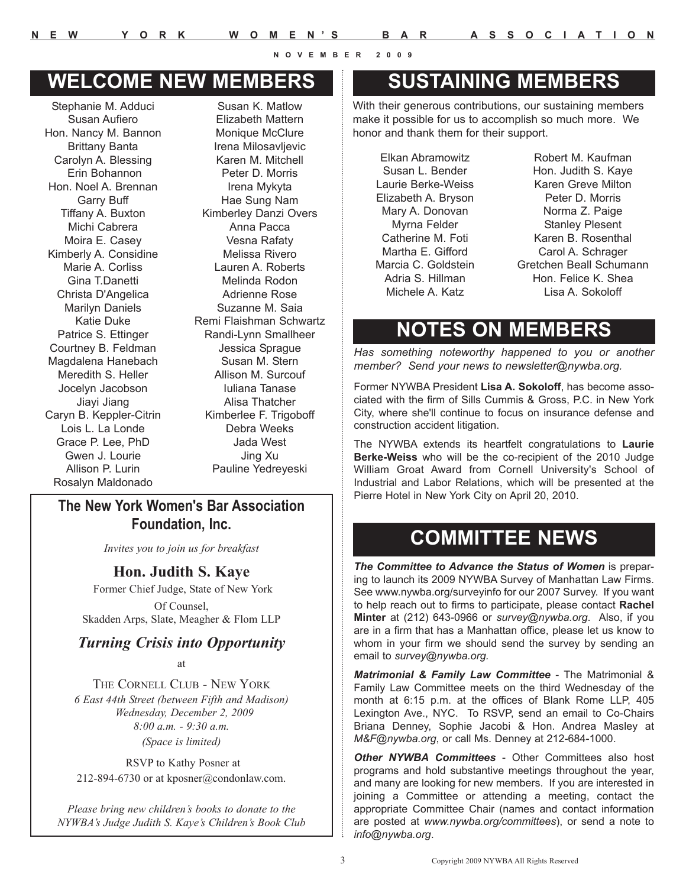## WELCOME NEW MEMBERS

Stephanie M. Adduci
Susan Aufiero
Hon. Nancy M. Bannon
Brittany Banta
Carolyn A. Blessing
Erin Bohannon
Hon. Noel A. Brennan
Garry Buff
Tiffany A. Buxton
Michi Cabrera
Moira E. Casey
Kimberly A. Considine
Marie A. Corliss
Gina T.Danetti
Christa D'Angelica
Marilyn Daniels
Katie Duke
Patrice S. Ettinger
Courtney B. Feldman
Magdalena Hanebach
Meredith S. Heller
Jocelyn Jacobson
Jiayi Jiang
Caryn B. Keppler-Citrin
Lois L. La Londe
Grace P. Lee, PhD
Gwen J. Lourie
Allison P. Lurin
Rosalyn Maldonado
Susan K. Matlow
Elizabeth Mattern
Monique McClure
Irena Milosavljevic
Karen M. Mitchell
Peter D. Morris
Irena Mykyta
Hae Sung Nam
Kimberley Danzi Overs
Anna Pacca
Vesna Rafaty
Melissa Rivero
Lauren A. Roberts
Melinda Rodon
Adrienne Rose
Suzanne M. Saia
Remi Flaishman Schwartz
Randi-Lynn Smallheer
Jessica Sprague
Susan M. Stern
Allison M. Surcouf
Iuliana Tanase
Alisa Thatcher
Kimberlee F. Trigoboff
Debra Weeks
Jada West
Jing Xu
Pauline Yedreyeski

### The New York Women's Bar Association Foundation, Inc.

*Invites you to join us for breakfast*

**Hon. Judith S. Kaye**

Former Chief Judge, State of New York

Of Counsel,
Skadden Arps, Slate, Meagher & Flom LLP

***Turning Crisis into Opportunity***

at

THE CORNELL CLUB - NEW YORK

*6 East 44th Street (between Fifth and Madison)*
*Wednesday, December 2, 2009*
*8:00 a.m. - 9:30 a.m.*
*(Space is limited)*

RSVP to Kathy Posner at
212-894-6730 or at kposner@condonlaw.com.

*Please bring new children's books to donate to the NYWBA's Judge Judith S. Kaye's Children's Book Club*

## SUSTAINING MEMBERS

With their generous contributions, our sustaining members make it possible for us to accomplish so much more. We honor and thank them for their support.

Elkan Abramowitz
Susan L. Bender
Laurie Berke-Weiss
Elizabeth A. Bryson
Mary A. Donovan
Myrna Felder
Catherine M. Foti
Martha E. Gifford
Marcia C. Goldstein
Adria S. Hillman
Michele A. Katz
Robert M. Kaufman
Hon. Judith S. Kaye
Karen Greve Milton
Peter D. Morris
Norma Z. Paige
Stanley Plesent
Karen B. Rosenthal
Carol A. Schrager
Gretchen Beall Schumann
Hon. Felice K. Shea
Lisa A. Sokoloff

## NOTES ON MEMBERS

*Has something noteworthy happened to you or another member? Send your news to newsletter@nywba.org.*

Former NYWBA President **Lisa A. Sokoloff**, has become associated with the firm of Sills Cummis & Gross, P.C. in New York City, where she'll continue to focus on insurance defense and construction accident litigation.

The NYWBA extends its heartfelt congratulations to **Laurie Berke-Weiss** who will be the co-recipient of the 2010 Judge William Groat Award from Cornell University's School of Industrial and Labor Relations, which will be presented at the Pierre Hotel in New York City on April 20, 2010.

## COMMITTEE NEWS

***The Committee to Advance the Status of Women*** is preparing to launch its 2009 NYWBA Survey of Manhattan Law Firms. See www.nywba.org/surveyinfo for our 2007 Survey. If you want to help reach out to firms to participate, please contact **Rachel Minter** at (212) 643-0966 or *survey@nywba.org*. Also, if you are in a firm that has a Manhattan office, please let us know to whom in your firm we should send the survey by sending an email to *survey@nywba.org.*

***Matrimonial & Family Law Committee*** - The Matrimonial & Family Law Committee meets on the third Wednesday of the month at 6:15 p.m. at the offices of Blank Rome LLP, 405 Lexington Ave., NYC. To RSVP, send an email to Co-Chairs Briana Denney, Sophie Jacobi & Hon. Andrea Masley at *M&F@nywba.org*, or call Ms. Denney at 212-684-1000.

***Other NYWBA Committees*** - Other Committees also host programs and hold substantive meetings throughout the year, and many are looking for new members. If you are interested in joining a Committee or attending a meeting, contact the appropriate Committee Chair (names and contact information are posted at *www.nywba.org/committees*), or send a note to *info@nywba.org*.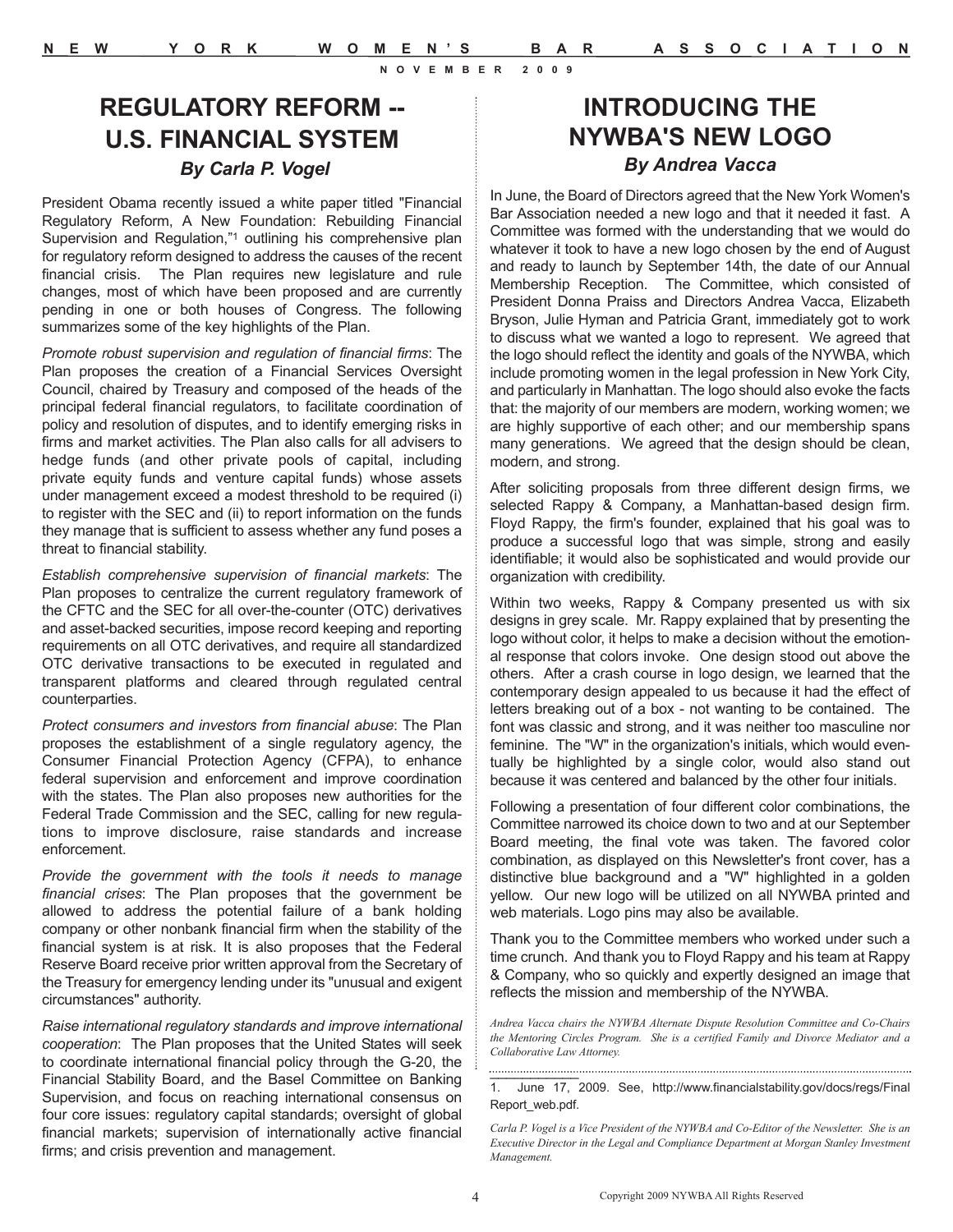## REGULATORY REFORM -- U.S. FINANCIAL SYSTEM

### *By Carla P. Vogel*

President Obama recently issued a white paper titled "Financial Regulatory Reform, A New Foundation: Rebuilding Financial Supervision and Regulation,"[1] outlining his comprehensive plan for regulatory reform designed to address the causes of the recent financial crisis. The Plan requires new legislature and rule changes, most of which have been proposed and are currently pending in one or both houses of Congress. The following summarizes some of the key highlights of the Plan.

*Promote robust supervision and regulation of financial firms*: The Plan proposes the creation of a Financial Services Oversight Council, chaired by Treasury and composed of the heads of the principal federal financial regulators, to facilitate coordination of policy and resolution of disputes, and to identify emerging risks in firms and market activities. The Plan also calls for all advisers to hedge funds (and other private pools of capital, including private equity funds and venture capital funds) whose assets under management exceed a modest threshold to be required (i) to register with the SEC and (ii) to report information on the funds they manage that is sufficient to assess whether any fund poses a threat to financial stability.

*Establish comprehensive supervision of financial markets*: The Plan proposes to centralize the current regulatory framework of the CFTC and the SEC for all over-the-counter (OTC) derivatives and asset-backed securities, impose record keeping and reporting requirements on all OTC derivatives, and require all standardized OTC derivative transactions to be executed in regulated and transparent platforms and cleared through regulated central counterparties.

*Protect consumers and investors from financial abuse*: The Plan proposes the establishment of a single regulatory agency, the Consumer Financial Protection Agency (CFPA), to enhance federal supervision and enforcement and improve coordination with the states. The Plan also proposes new authorities for the Federal Trade Commission and the SEC, calling for new regulations to improve disclosure, raise standards and increase enforcement.

*Provide the government with the tools it needs to manage financial crises*: The Plan proposes that the government be allowed to address the potential failure of a bank holding company or other nonbank financial firm when the stability of the financial system is at risk. It is also proposes that the Federal Reserve Board receive prior written approval from the Secretary of the Treasury for emergency lending under its "unusual and exigent circumstances" authority.

*Raise international regulatory standards and improve international cooperation*: The Plan proposes that the United States will seek to coordinate international financial policy through the G-20, the Financial Stability Board, and the Basel Committee on Banking Supervision, and focus on reaching international consensus on four core issues: regulatory capital standards; oversight of global financial markets; supervision of internationally active financial firms; and crisis prevention and management.

1. June 17, 2009. See, http://www.financialstability.gov/docs/regs/FinalReport_web.pdf.

*Carla P. Vogel is a Vice President of the NYWBA and Co-Editor of the Newsletter. She is an Executive Director in the Legal and Compliance Department at Morgan Stanley Investment Management.*

## INTRODUCING THE NYWBA'S NEW LOGO

### *By Andrea Vacca*

In June, the Board of Directors agreed that the New York Women's Bar Association needed a new logo and that it needed it fast. A Committee was formed with the understanding that we would do whatever it took to have a new logo chosen by the end of August and ready to launch by September 14th, the date of our Annual Membership Reception. The Committee, which consisted of President Donna Praiss and Directors Andrea Vacca, Elizabeth Bryson, Julie Hyman and Patricia Grant, immediately got to work to discuss what we wanted a logo to represent. We agreed that the logo should reflect the identity and goals of the NYWBA, which include promoting women in the legal profession in New York City, and particularly in Manhattan. The logo should also evoke the facts that: the majority of our members are modern, working women; we are highly supportive of each other; and our membership spans many generations. We agreed that the design should be clean, modern, and strong.

After soliciting proposals from three different design firms, we selected Rappy & Company, a Manhattan-based design firm. Floyd Rappy, the firm's founder, explained that his goal was to produce a successful logo that was simple, strong and easily identifiable; it would also be sophisticated and would provide our organization with credibility.

Within two weeks, Rappy & Company presented us with six designs in grey scale. Mr. Rappy explained that by presenting the logo without color, it helps to make a decision without the emotional response that colors invoke. One design stood out above the others. After a crash course in logo design, we learned that the contemporary design appealed to us because it had the effect of letters breaking out of a box - not wanting to be contained. The font was classic and strong, and it was neither too masculine nor feminine. The "W" in the organization's initials, which would eventually be highlighted by a single color, would also stand out because it was centered and balanced by the other four initials.

Following a presentation of four different color combinations, the Committee narrowed its choice down to two and at our September Board meeting, the final vote was taken. The favored color combination, as displayed on this Newsletter's front cover, has a distinctive blue background and a "W" highlighted in a golden yellow. Our new logo will be utilized on all NYWBA printed and web materials. Logo pins may also be available.

Thank you to the Committee members who worked under such a time crunch. And thank you to Floyd Rappy and his team at Rappy & Company, who so quickly and expertly designed an image that reflects the mission and membership of the NYWBA.

*Andrea Vacca chairs the NYWBA Alternate Dispute Resolution Committee and Co-Chairs the Mentoring Circles Program. She is a certified Family and Divorce Mediator and a Collaborative Law Attorney.*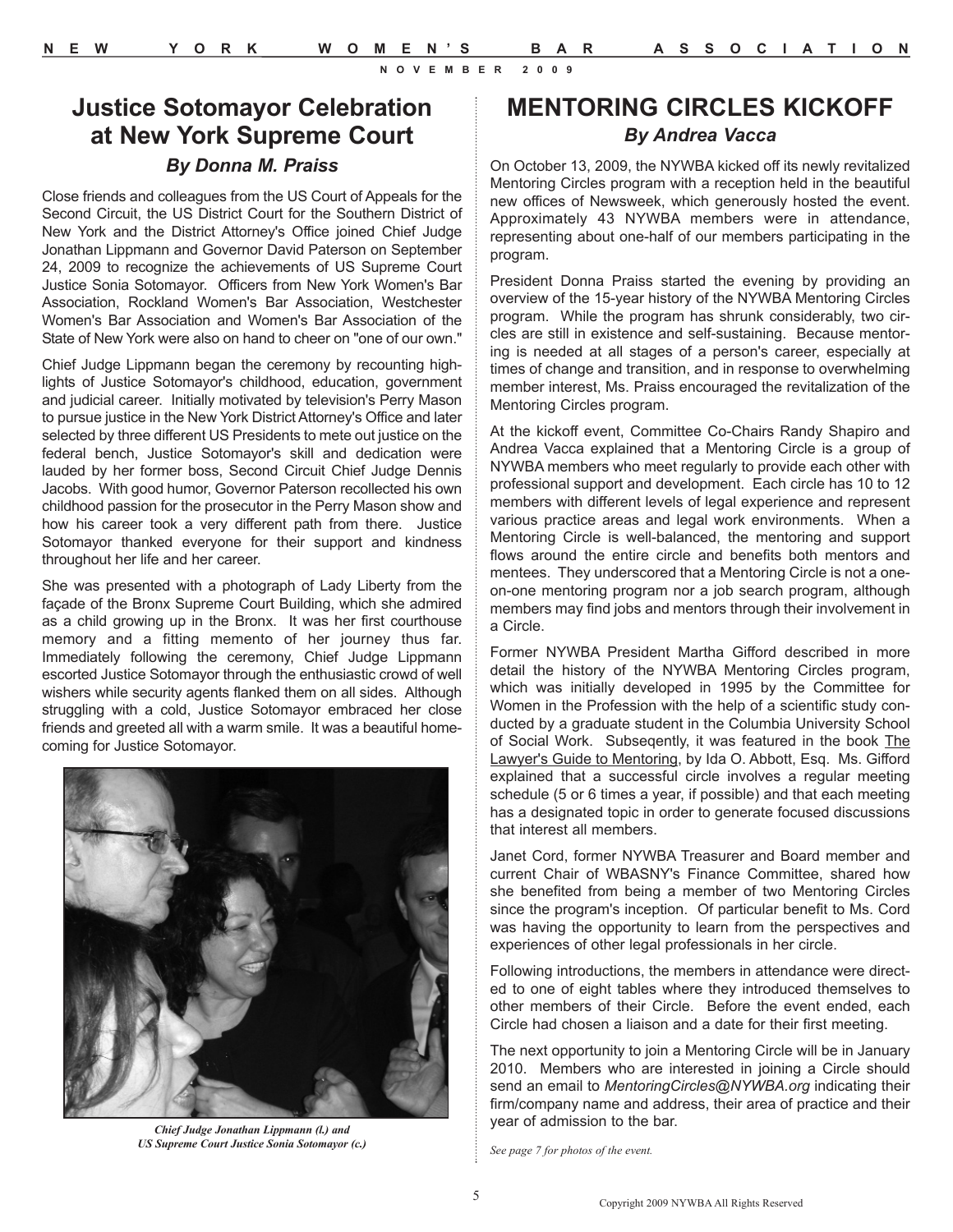## Justice Sotomayor Celebration at New York Supreme Court

### *By Donna M. Praiss*

Close friends and colleagues from the US Court of Appeals for the Second Circuit, the US District Court for the Southern District of New York and the District Attorney's Office joined Chief Judge Jonathan Lippmann and Governor David Paterson on September 24, 2009 to recognize the achievements of US Supreme Court Justice Sonia Sotomayor. Officers from New York Women's Bar Association, Rockland Women's Bar Association, Westchester Women's Bar Association and Women's Bar Association of the State of New York were also on hand to cheer on "one of our own."

Chief Judge Lippmann began the ceremony by recounting highlights of Justice Sotomayor's childhood, education, government and judicial career. Initially motivated by television's Perry Mason to pursue justice in the New York District Attorney's Office and later selected by three different US Presidents to mete out justice on the federal bench, Justice Sotomayor's skill and dedication were lauded by her former boss, Second Circuit Chief Judge Dennis Jacobs. With good humor, Governor Paterson recollected his own childhood passion for the prosecutor in the Perry Mason show and how his career took a very different path from there. Justice Sotomayor thanked everyone for their support and kindness throughout her life and her career.

She was presented with a photograph of Lady Liberty from the façade of the Bronx Supreme Court Building, which she admired as a child growing up in the Bronx. It was her first courthouse memory and a fitting memento of her journey thus far. Immediately following the ceremony, Chief Judge Lippmann escorted Justice Sotomayor through the enthusiastic crowd of well wishers while security agents flanked them on all sides. Although struggling with a cold, Justice Sotomayor embraced her close friends and greeted all with a warm smile. It was a beautiful homecoming for Justice Sotomayor.

*Chief Judge Jonathan Lippmann (l.) and US Supreme Court Justice Sonia Sotomayor (c.)*

## MENTORING CIRCLES KICKOFF

### *By Andrea Vacca*

On October 13, 2009, the NYWBA kicked off its newly revitalized Mentoring Circles program with a reception held in the beautiful new offices of Newsweek, which generously hosted the event. Approximately 43 NYWBA members were in attendance, representing about one-half of our members participating in the program.

President Donna Praiss started the evening by providing an overview of the 15-year history of the NYWBA Mentoring Circles program. While the program has shrunk considerably, two circles are still in existence and self-sustaining. Because mentoring is needed at all stages of a person's career, especially at times of change and transition, and in response to overwhelming member interest, Ms. Praiss encouraged the revitalization of the Mentoring Circles program.

At the kickoff event, Committee Co-Chairs Randy Shapiro and Andrea Vacca explained that a Mentoring Circle is a group of NYWBA members who meet regularly to provide each other with professional support and development. Each circle has 10 to 12 members with different levels of legal experience and represent various practice areas and legal work environments. When a Mentoring Circle is well-balanced, the mentoring and support flows around the entire circle and benefits both mentors and mentees. They underscored that a Mentoring Circle is not a one-on-one mentoring program nor a job search program, although members may find jobs and mentors through their involvement in a Circle.

Former NYWBA President Martha Gifford described in more detail the history of the NYWBA Mentoring Circles program, which was initially developed in 1995 by the Committee for Women in the Profession with the help of a scientific study conducted by a graduate student in the Columbia University School of Social Work. Subseqently, it was featured in the book The Lawyer's Guide to Mentoring, by Ida O. Abbott, Esq. Ms. Gifford explained that a successful circle involves a regular meeting schedule (5 or 6 times a year, if possible) and that each meeting has a designated topic in order to generate focused discussions that interest all members.

Janet Cord, former NYWBA Treasurer and Board member and current Chair of WBASNY's Finance Committee, shared how she benefited from being a member of two Mentoring Circles since the program's inception. Of particular benefit to Ms. Cord was having the opportunity to learn from the perspectives and experiences of other legal professionals in her circle.

Following introductions, the members in attendance were directed to one of eight tables where they introduced themselves to other members of their Circle. Before the event ended, each Circle had chosen a liaison and a date for their first meeting.

The next opportunity to join a Mentoring Circle will be in January 2010. Members who are interested in joining a Circle should send an email to *MentoringCircles@NYWBA.org* indicating their firm/company name and address, their area of practice and their year of admission to the bar.

*See page 7 for photos of the event.*

Copyright 2009 NYWBA All Rights Reserved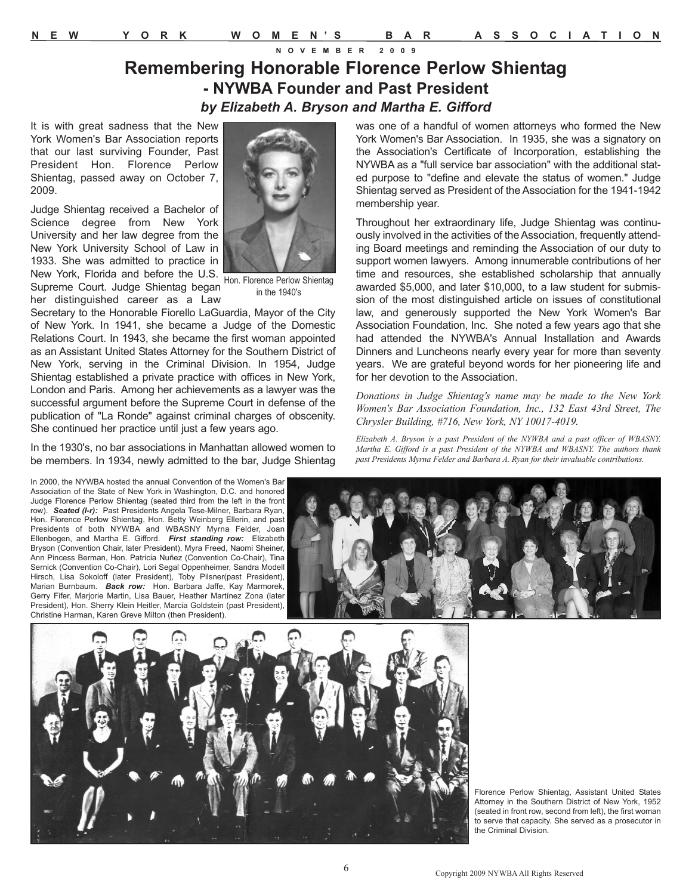# Remembering Honorable Florence Perlow Shientag

## - NYWBA Founder and Past President

### *by Elizabeth A. Bryson and Martha E. Gifford*

It is with great sadness that the New York Women's Bar Association reports that our last surviving Founder, Past President Hon. Florence Perlow Shientag, passed away on October 7, 2009.

Judge Shientag received a Bachelor of Science degree from New York University and her law degree from the New York University School of Law in 1933. She was admitted to practice in New York, Florida and before the U.S. Supreme Court. Judge Shientag began her distinguished career as a Law Secretary to the Honorable Fiorello LaGuardia, Mayor of the City of New York. In 1941, she became a Judge of the Domestic Relations Court. In 1943, she became the first woman appointed as an Assistant United States Attorney for the Southern District of New York, serving in the Criminal Division. In 1954, Judge Shientag established a private practice with offices in New York, London and Paris. Among her achievements as a lawyer was the successful argument before the Supreme Court in defense of the publication of "La Ronde" against criminal charges of obscenity. She continued her practice until just a few years ago.

Hon. Florence Perlow Shientag in the 1940's

In the 1930's, no bar associations in Manhattan allowed women to be members. In 1934, newly admitted to the bar, Judge Shientag was one of a handful of women attorneys who formed the New York Women's Bar Association. In 1935, she was a signatory on the Association's Certificate of Incorporation, establishing the NYWBA as a "full service bar association" with the additional stated purpose to "define and elevate the status of women." Judge Shientag served as President of the Association for the 1941-1942 membership year.

Throughout her extraordinary life, Judge Shientag was continuously involved in the activities of the Association, frequently attending Board meetings and reminding the Association of our duty to support women lawyers. Among innumerable contributions of her time and resources, she established scholarship that annually awarded $5,000, and later $10,000, to a law student for submission of the most distinguished article on issues of constitutional law, and generously supported the New York Women's Bar Association Foundation, Inc. She noted a few years ago that she had attended the NYWBA's Annual Installation and Awards Dinners and Luncheons nearly every year for more than seventy years. We are grateful beyond words for her pioneering life and for her devotion to the Association.

*Donations in Judge Shientag's name may be made to the New York Women's Bar Association Foundation, Inc., 132 East 43rd Street, The Chrysler Building, #716, New York, NY 10017-4019.*

*Elizabeth A. Bryson is a past President of the NYWBA and a past officer of WBASNY. Martha E. Gifford is a past President of the NYWBA and WBASNY. The authors thank past Presidents Myrna Felder and Barbara A. Ryan for their invaluable contributions.*

In 2000, the NYWBA hosted the annual Convention of the Women's Bar Association of the State of New York in Washington, D.C. and honored Judge Florence Perlow Shientag (seated third from the left in the front row). ***Seated (l-r):*** Past Presidents Angela Tese-Milner, Barbara Ryan, Hon. Florence Perlow Shientag, Hon. Betty Weinberg Ellerin, and past Presidents of both NYWBA and WBASNY Myrna Felder, Joan Ellenbogen, and Martha E. Gifford. ***First standing row:*** Elizabeth Bryson (Convention Chair, later President), Myra Freed, Naomi Sheiner, Ann Pincess Berman, Hon. Patricia Nuñez (Convention Co-Chair), Tina Sernick (Convention Co-Chair), Lori Segal Oppenheimer, Sandra Modell Hirsch, Lisa Sokoloff (later President), Toby Pilsner(past President), Marian Burnbaum. ***Back row:*** Hon. Barbara Jaffe, Kay Marmorek, Gerry Fifer, Marjorie Martin, Lisa Bauer, Heather Martínez Zona (later President), Hon. Sherry Klein Heitler, Marcia Goldstein (past President), Christine Harman, Karen Greve Milton (then President).

Florence Perlow Shientag, Assistant United States Attorney in the Southern District of New York, 1952 (seated in front row, second from left), the first woman to serve that capacity. She served as a prosecutor in the Criminal Division.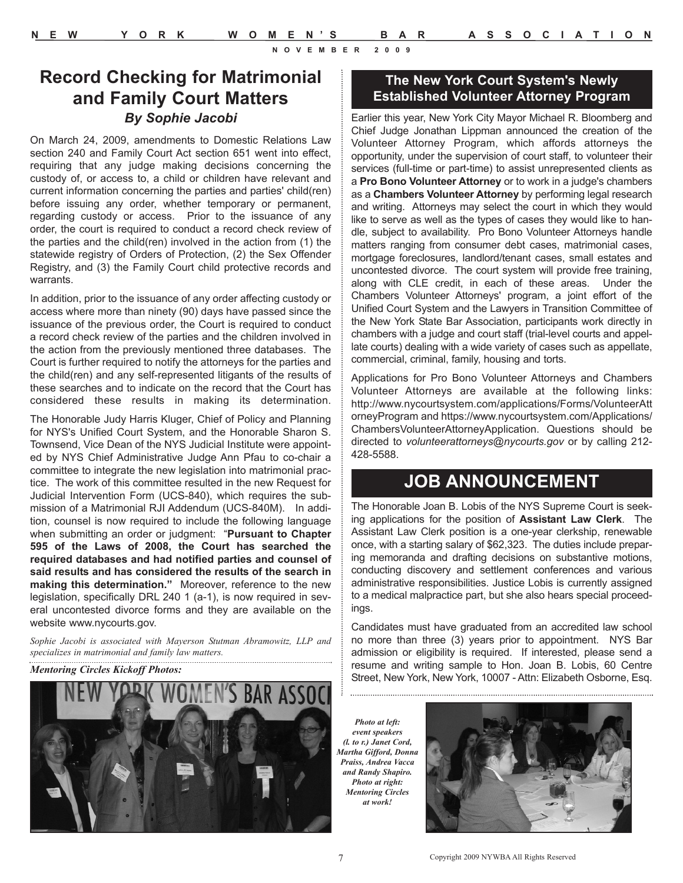# Record Checking for Matrimonial and Family Court Matters

### *By Sophie Jacobi*

On March 24, 2009, amendments to Domestic Relations Law section 240 and Family Court Act section 651 went into effect, requiring that any judge making decisions concerning the custody of, or access to, a child or children have relevant and current information concerning the parties and parties' child(ren) before issuing any order, whether temporary or permanent, regarding custody or access. Prior to the issuance of any order, the court is required to conduct a record check review of the parties and the child(ren) involved in the action from (1) the statewide registry of Orders of Protection, (2) the Sex Offender Registry, and (3) the Family Court child protective records and warrants.

In addition, prior to the issuance of any order affecting custody or access where more than ninety (90) days have passed since the issuance of the previous order, the Court is required to conduct a record check review of the parties and the children involved in the action from the previously mentioned three databases. The Court is further required to notify the attorneys for the parties and the child(ren) and any self-represented litigants of the results of these searches and to indicate on the record that the Court has considered these results in making its determination.

The Honorable Judy Harris Kluger, Chief of Policy and Planning for NYS's Unified Court System, and the Honorable Sharon S. Townsend, Vice Dean of the NYS Judicial Institute were appointed by NYS Chief Administrative Judge Ann Pfau to co-chair a committee to integrate the new legislation into matrimonial practice. The work of this committee resulted in the new Request for Judicial Intervention Form (UCS-840), which requires the submission of a Matrimonial RJI Addendum (UCS-840M). In addition, counsel is now required to include the following language when submitting an order or judgment: "**Pursuant to Chapter 595 of the Laws of 2008, the Court has searched the required databases and had notified parties and counsel of said results and has considered the results of the search in making this determination.**" Moreover, reference to the new legislation, specifically DRL 240 1 (a-1), is now required in several uncontested divorce forms and they are available on the website www.nycourts.gov.

*Sophie Jacobi is associated with Mayerson Stutman Abramowitz, LLP and specializes in matrimonial and family law matters.*

***Mentoring Circles Kickoff Photos:***

***Photo at left: event speakers (l. to r.) Janet Cord, Martha Gifford, Donna Praiss, Andrea Vacca and Randy Shapiro. Photo at right: Mentoring Circles at work!***

## The New York Court System's Newly Established Volunteer Attorney Program

Earlier this year, New York City Mayor Michael R. Bloomberg and Chief Judge Jonathan Lippman announced the creation of the Volunteer Attorney Program, which affords attorneys the opportunity, under the supervision of court staff, to volunteer their services (full-time or part-time) to assist unrepresented clients as a **Pro Bono Volunteer Attorney** or to work in a judge's chambers as a **Chambers Volunteer Attorney** by performing legal research and writing. Attorneys may select the court in which they would like to serve as well as the types of cases they would like to handle, subject to availability. Pro Bono Volunteer Attorneys handle matters ranging from consumer debt cases, matrimonial cases, mortgage foreclosures, landlord/tenant cases, small estates and uncontested divorce. The court system will provide free training, along with CLE credit, in each of these areas. Under the Chambers Volunteer Attorneys' program, a joint effort of the Unified Court System and the Lawyers in Transition Committee of the New York State Bar Association, participants work directly in chambers with a judge and court staff (trial-level courts and appellate courts) dealing with a wide variety of cases such as appellate, commercial, criminal, family, housing and torts.

Applications for Pro Bono Volunteer Attorneys and Chambers Volunteer Attorneys are available at the following links: http://www.nycourtsystem.com/applications/Forms/VolunteerAttorneyProgram and https://www.nycourtsystem.com/Applications/ChambersVolunteerAttorneyApplication. Questions should be directed to *volunteerattorneys@nycourts.gov* or by calling 212-428-5588.

## JOB ANNOUNCEMENT

The Honorable Joan B. Lobis of the NYS Supreme Court is seeking applications for the position of **Assistant Law Clerk**. The Assistant Law Clerk position is a one-year clerkship, renewable once, with a starting salary of $62,323. The duties include preparing memoranda and drafting decisions on substantive motions, conducting discovery and settlement conferences and various administrative responsibilities. Justice Lobis is currently assigned to a medical malpractice part, but she also hears special proceedings.

Candidates must have graduated from an accredited law school no more than three (3) years prior to appointment. NYS Bar admission or eligibility is required. If interested, please send a resume and writing sample to Hon. Joan B. Lobis, 60 Centre Street, New York, New York, 10007 - Attn: Elizabeth Osborne, Esq.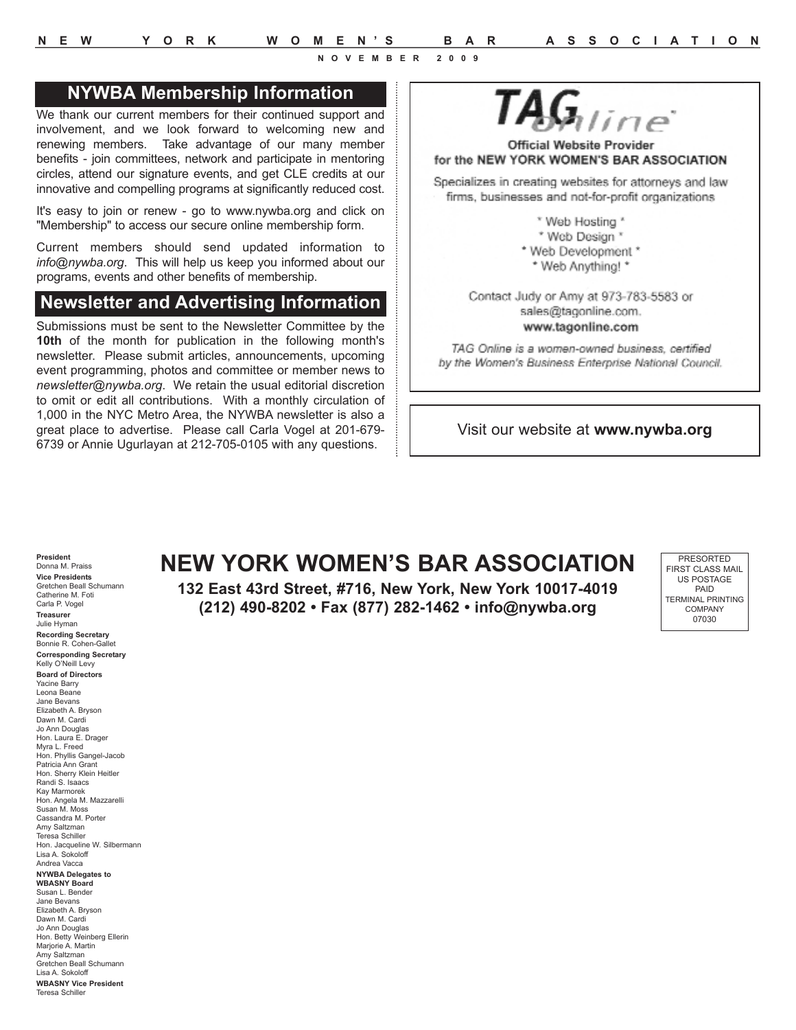## NYWBA Membership Information

We thank our current members for their continued support and involvement, and we look forward to welcoming new and renewing members. Take advantage of our many member benefits - join committees, network and participate in mentoring circles, attend our signature events, and get CLE credits at our innovative and compelling programs at significantly reduced cost.

It's easy to join or renew - go to www.nywba.org and click on "Membership" to access our secure online membership form.

Current members should send updated information to *info@nywba.org*. This will help us keep you informed about our programs, events and other benefits of membership.

## Newsletter and Advertising Information

Submissions must be sent to the Newsletter Committee by the **10th** of the month for publication in the following month's newsletter. Please submit articles, announcements, upcoming event programming, photos and committee or member news to *newsletter@nywba.org*. We retain the usual editorial discretion to omit or edit all contributions. With a monthly circulation of 1,000 in the NYC Metro Area, the NYWBA newsletter is also a great place to advertise. Please call Carla Vogel at 201-679-6739 or Annie Ugurlayan at 212-705-0105 with any questions.

**TAG online**

**Official Website Provider for the NEW YORK WOMEN'S BAR ASSOCIATION**

Specializes in creating websites for attorneys and law firms, businesses and not-for-profit organizations

\* Web Hosting \*
\* Web Design \*
\* Web Development \*
\* Web Anything! \*

Contact Judy or Amy at 973-783-5583 or sales@tagonline.com.
**www.tagonline.com**

*TAG Online is a women-owned business, certified by the Women's Business Enterprise National Council.*

Visit our website at **www.nywba.org**

**President**
Donna M. Praiss
**Vice Presidents**
Gretchen Beall Schumann
Catherine M. Foti
Carla P. Vogel
**Treasurer**
Julie Hyman
**Recording Secretary**
Bonnie R. Cohen-Gallet
**Corresponding Secretary**
Kelly O'Neill Levy
**Board of Directors**
Yacine Barry
Leona Beane
Jane Bevans
Elizabeth A. Bryson
Dawn M. Cardi
Jo Ann Douglas
Hon. Laura E. Drager
Myra L. Freed
Hon. Phyllis Gangel-Jacob
Patricia Ann Grant
Hon. Sherry Klein Heitler
Randi S. Isaacs
Kay Marmorek
Hon. Angela M. Mazzarelli
Susan M. Moss
Cassandra M. Porter
Amy Saltzman
Teresa Schiller
Hon. Jacqueline W. Silbermann
Lisa A. Sokoloff
Andrea Vacca
**NYWBA Delegates to WBASNY Board**
Susan L. Bender
Jane Bevans
Elizabeth A. Bryson
Dawn M. Cardi
Jo Ann Douglas
Hon. Betty Weinberg Ellerin
Marjorie A. Martin
Amy Saltzman
Gretchen Beall Schumann
Lisa A. Sokoloff
**WBASNY Vice President**
Teresa Schiller

# NEW YORK WOMEN'S BAR ASSOCIATION

**132 East 43rd Street, #716, New York, New York 10017-4019**
**(212) 490-8202 • Fax (877) 282-1462 • info@nywba.org**

PRESORTED
FIRST CLASS MAIL
US POSTAGE
PAID
TERMINAL PRINTING
COMPANY
07030